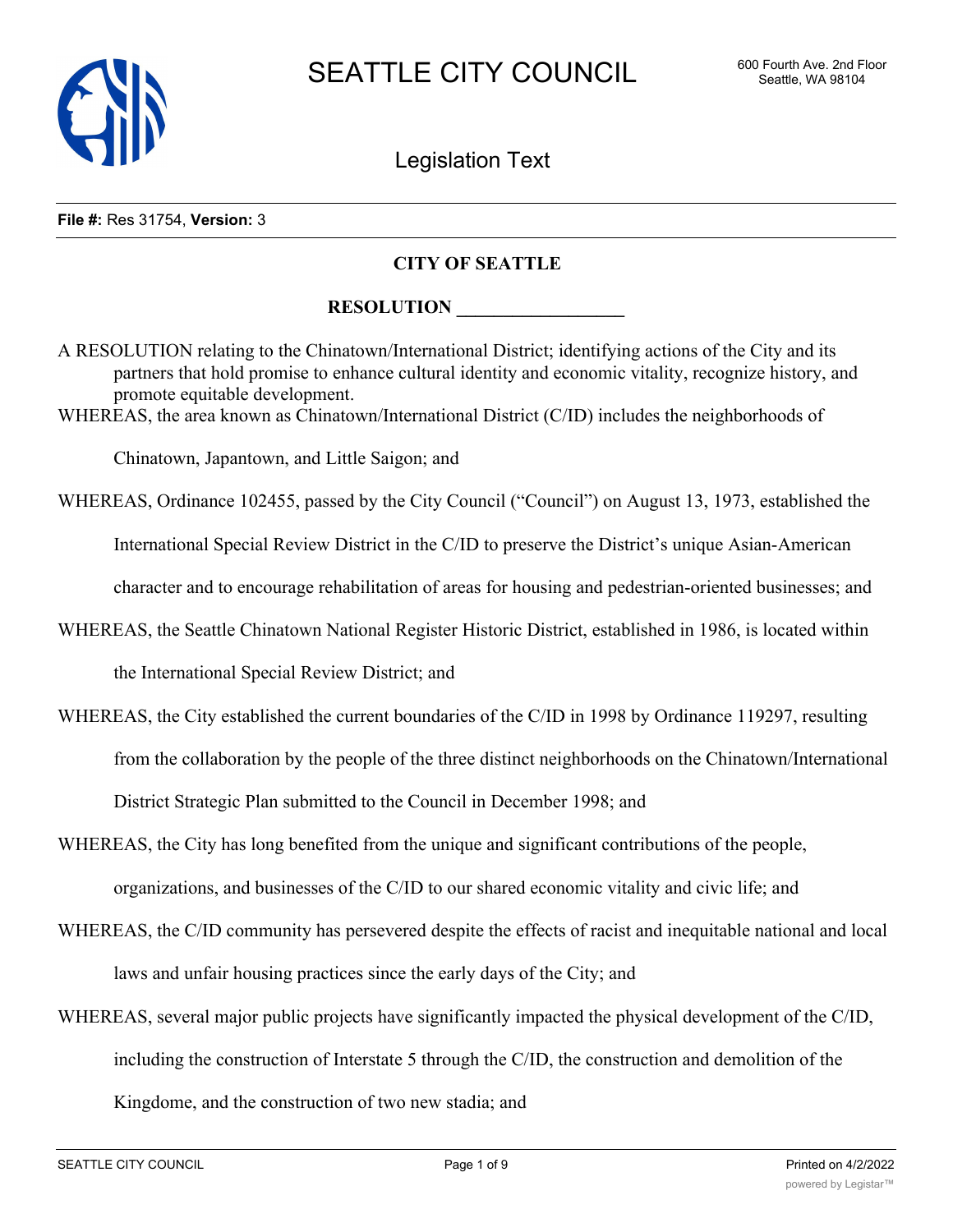# SEATTLE CITY COUNCIL

600 Fourth Ave. 2nd Floor
Seattle, WA 98104

## Legislation Text

**File #:** Res 31754, **Version:** 3

**CITY OF SEATTLE**

**RESOLUTION __________________**

A RESOLUTION relating to the Chinatown/International District; identifying actions of the City and its partners that hold promise to enhance cultural identity and economic vitality, recognize history, and promote equitable development.

WHEREAS, the area known as Chinatown/International District (C/ID) includes the neighborhoods of Chinatown, Japantown, and Little Saigon; and

WHEREAS, Ordinance 102455, passed by the City Council ("Council") on August 13, 1973, established the International Special Review District in the C/ID to preserve the District's unique Asian-American character and to encourage rehabilitation of areas for housing and pedestrian-oriented businesses; and

WHEREAS, the Seattle Chinatown National Register Historic District, established in 1986, is located within the International Special Review District; and

WHEREAS, the City established the current boundaries of the C/ID in 1998 by Ordinance 119297, resulting from the collaboration by the people of the three distinct neighborhoods on the Chinatown/International District Strategic Plan submitted to the Council in December 1998; and

WHEREAS, the City has long benefited from the unique and significant contributions of the people, organizations, and businesses of the C/ID to our shared economic vitality and civic life; and

WHEREAS, the C/ID community has persevered despite the effects of racist and inequitable national and local laws and unfair housing practices since the early days of the City; and

WHEREAS, several major public projects have significantly impacted the physical development of the C/ID, including the construction of Interstate 5 through the C/ID, the construction and demolition of the Kingdome, and the construction of two new stadia; and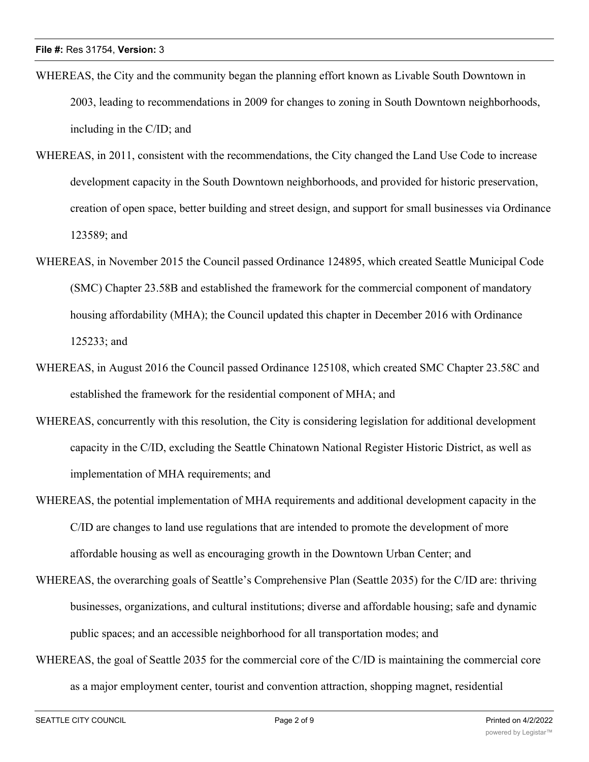WHEREAS, the City and the community began the planning effort known as Livable South Downtown in 2003, leading to recommendations in 2009 for changes to zoning in South Downtown neighborhoods, including in the C/ID; and

WHEREAS, in 2011, consistent with the recommendations, the City changed the Land Use Code to increase development capacity in the South Downtown neighborhoods, and provided for historic preservation, creation of open space, better building and street design, and support for small businesses via Ordinance 123589; and

WHEREAS, in November 2015 the Council passed Ordinance 124895, which created Seattle Municipal Code (SMC) Chapter 23.58B and established the framework for the commercial component of mandatory housing affordability (MHA); the Council updated this chapter in December 2016 with Ordinance 125233; and

WHEREAS, in August 2016 the Council passed Ordinance 125108, which created SMC Chapter 23.58C and established the framework for the residential component of MHA; and

WHEREAS, concurrently with this resolution, the City is considering legislation for additional development capacity in the C/ID, excluding the Seattle Chinatown National Register Historic District, as well as implementation of MHA requirements; and

WHEREAS, the potential implementation of MHA requirements and additional development capacity in the C/ID are changes to land use regulations that are intended to promote the development of more affordable housing as well as encouraging growth in the Downtown Urban Center; and

WHEREAS, the overarching goals of Seattle's Comprehensive Plan (Seattle 2035) for the C/ID are: thriving businesses, organizations, and cultural institutions; diverse and affordable housing; safe and dynamic public spaces; and an accessible neighborhood for all transportation modes; and

WHEREAS, the goal of Seattle 2035 for the commercial core of the C/ID is maintaining the commercial core as a major employment center, tourist and convention attraction, shopping magnet, residential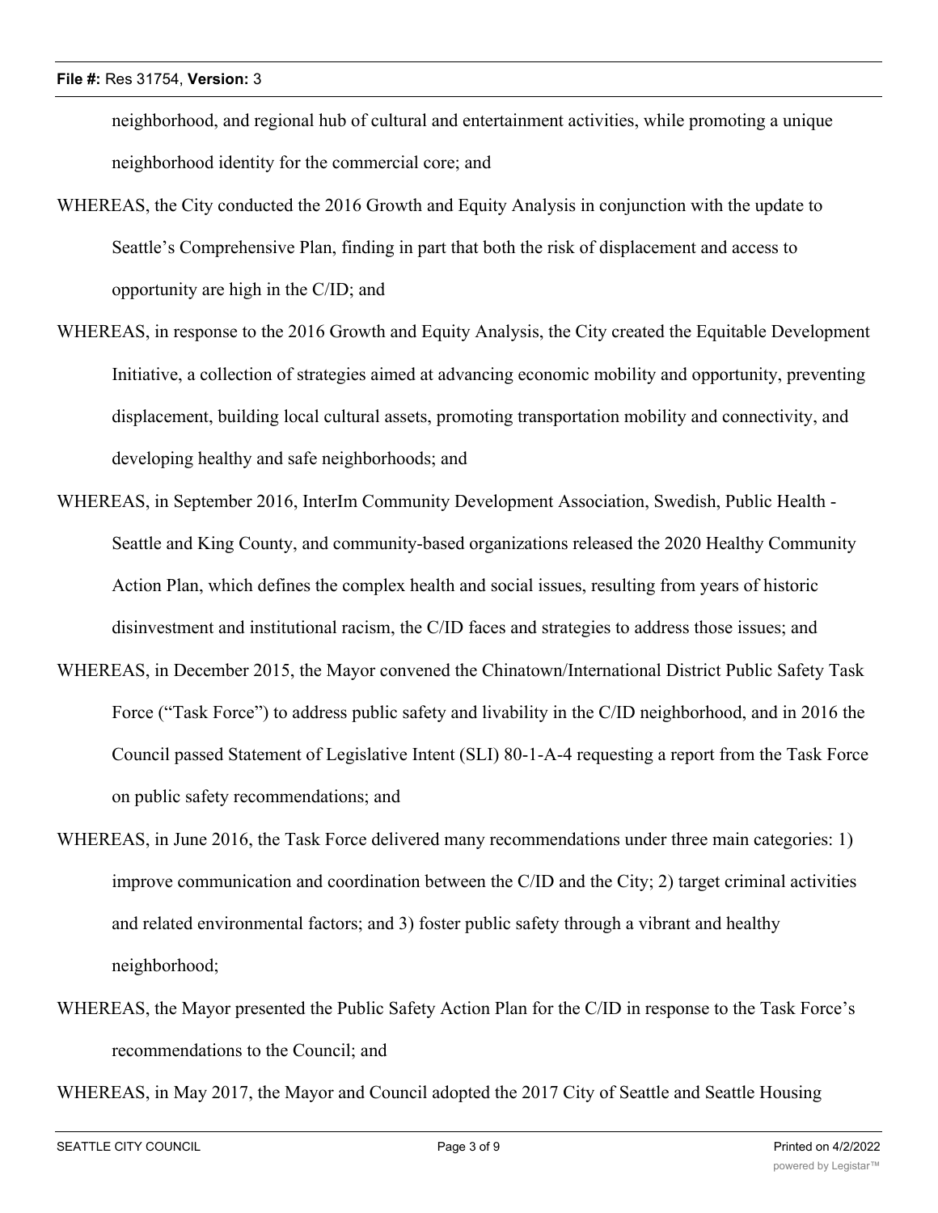neighborhood, and regional hub of cultural and entertainment activities, while promoting a unique neighborhood identity for the commercial core; and

WHEREAS, the City conducted the 2016 Growth and Equity Analysis in conjunction with the update to Seattle's Comprehensive Plan, finding in part that both the risk of displacement and access to opportunity are high in the C/ID; and

WHEREAS, in response to the 2016 Growth and Equity Analysis, the City created the Equitable Development Initiative, a collection of strategies aimed at advancing economic mobility and opportunity, preventing displacement, building local cultural assets, promoting transportation mobility and connectivity, and developing healthy and safe neighborhoods; and

WHEREAS, in September 2016, InterIm Community Development Association, Swedish, Public Health - Seattle and King County, and community-based organizations released the 2020 Healthy Community Action Plan, which defines the complex health and social issues, resulting from years of historic disinvestment and institutional racism, the C/ID faces and strategies to address those issues; and

WHEREAS, in December 2015, the Mayor convened the Chinatown/International District Public Safety Task Force ("Task Force") to address public safety and livability in the C/ID neighborhood, and in 2016 the Council passed Statement of Legislative Intent (SLI) 80-1-A-4 requesting a report from the Task Force on public safety recommendations; and

WHEREAS, in June 2016, the Task Force delivered many recommendations under three main categories: 1) improve communication and coordination between the C/ID and the City; 2) target criminal activities and related environmental factors; and 3) foster public safety through a vibrant and healthy neighborhood;

WHEREAS, the Mayor presented the Public Safety Action Plan for the C/ID in response to the Task Force's recommendations to the Council; and

WHEREAS, in May 2017, the Mayor and Council adopted the 2017 City of Seattle and Seattle Housing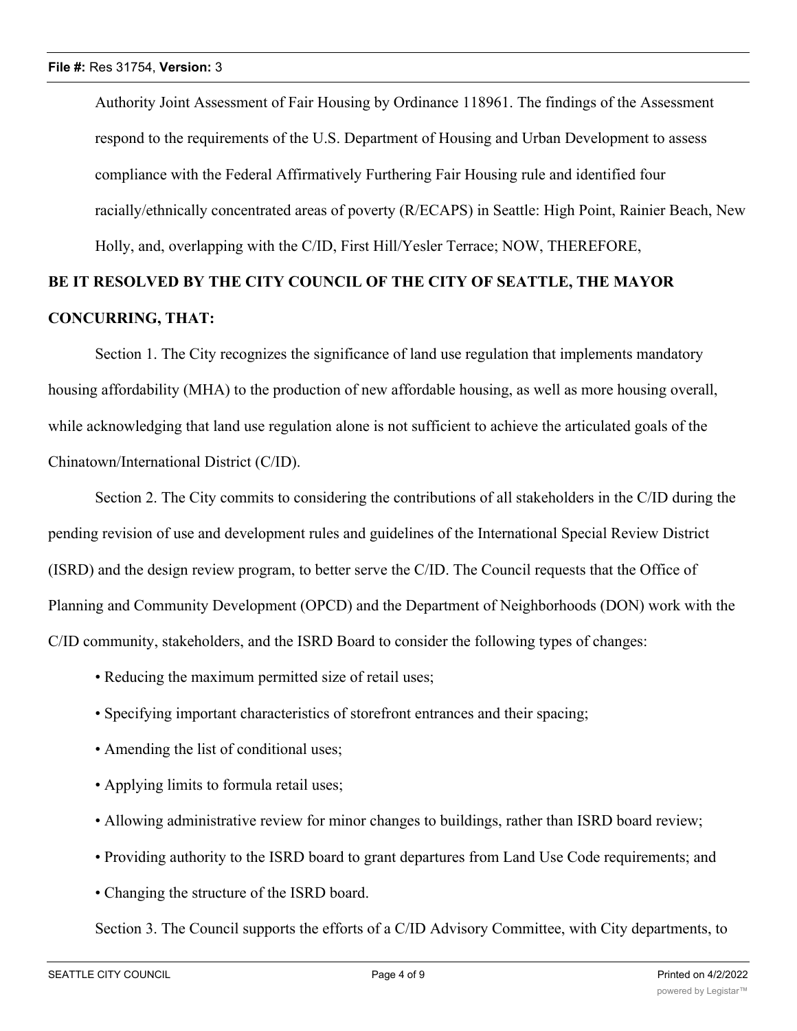Authority Joint Assessment of Fair Housing by Ordinance 118961. The findings of the Assessment respond to the requirements of the U.S. Department of Housing and Urban Development to assess compliance with the Federal Affirmatively Furthering Fair Housing rule and identified four racially/ethnically concentrated areas of poverty (R/ECAPS) in Seattle: High Point, Rainier Beach, New Holly, and, overlapping with the C/ID, First Hill/Yesler Terrace; NOW, THEREFORE,

**BE IT RESOLVED BY THE CITY COUNCIL OF THE CITY OF SEATTLE, THE MAYOR CONCURRING, THAT:**

Section 1. The City recognizes the significance of land use regulation that implements mandatory housing affordability (MHA) to the production of new affordable housing, as well as more housing overall, while acknowledging that land use regulation alone is not sufficient to achieve the articulated goals of the Chinatown/International District (C/ID).

Section 2. The City commits to considering the contributions of all stakeholders in the C/ID during the pending revision of use and development rules and guidelines of the International Special Review District (ISRD) and the design review program, to better serve the C/ID. The Council requests that the Office of Planning and Community Development (OPCD) and the Department of Neighborhoods (DON) work with the C/ID community, stakeholders, and the ISRD Board to consider the following types of changes:

- Reducing the maximum permitted size of retail uses;
- Specifying important characteristics of storefront entrances and their spacing;
- Amending the list of conditional uses;
- Applying limits to formula retail uses;
- Allowing administrative review for minor changes to buildings, rather than ISRD board review;
- Providing authority to the ISRD board to grant departures from Land Use Code requirements; and
- Changing the structure of the ISRD board.

Section 3. The Council supports the efforts of a C/ID Advisory Committee, with City departments, to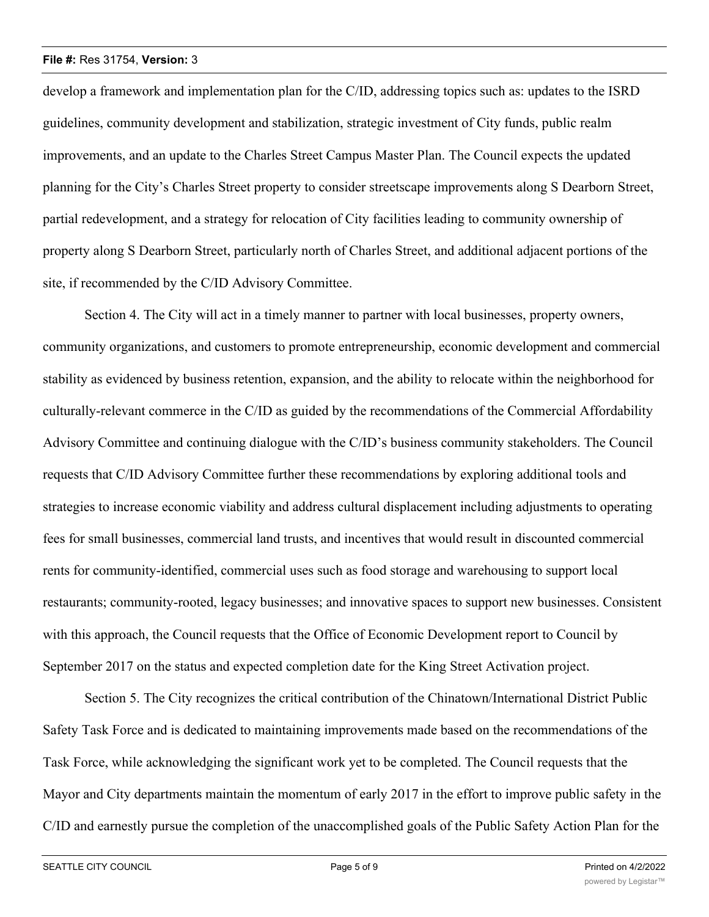develop a framework and implementation plan for the C/ID, addressing topics such as: updates to the ISRD guidelines, community development and stabilization, strategic investment of City funds, public realm improvements, and an update to the Charles Street Campus Master Plan. The Council expects the updated planning for the City's Charles Street property to consider streetscape improvements along S Dearborn Street, partial redevelopment, and a strategy for relocation of City facilities leading to community ownership of property along S Dearborn Street, particularly north of Charles Street, and additional adjacent portions of the site, if recommended by the C/ID Advisory Committee.

Section 4. The City will act in a timely manner to partner with local businesses, property owners, community organizations, and customers to promote entrepreneurship, economic development and commercial stability as evidenced by business retention, expansion, and the ability to relocate within the neighborhood for culturally-relevant commerce in the C/ID as guided by the recommendations of the Commercial Affordability Advisory Committee and continuing dialogue with the C/ID's business community stakeholders. The Council requests that C/ID Advisory Committee further these recommendations by exploring additional tools and strategies to increase economic viability and address cultural displacement including adjustments to operating fees for small businesses, commercial land trusts, and incentives that would result in discounted commercial rents for community-identified, commercial uses such as food storage and warehousing to support local restaurants; community-rooted, legacy businesses; and innovative spaces to support new businesses. Consistent with this approach, the Council requests that the Office of Economic Development report to Council by September 2017 on the status and expected completion date for the King Street Activation project.

Section 5. The City recognizes the critical contribution of the Chinatown/International District Public Safety Task Force and is dedicated to maintaining improvements made based on the recommendations of the Task Force, while acknowledging the significant work yet to be completed. The Council requests that the Mayor and City departments maintain the momentum of early 2017 in the effort to improve public safety in the C/ID and earnestly pursue the completion of the unaccomplished goals of the Public Safety Action Plan for the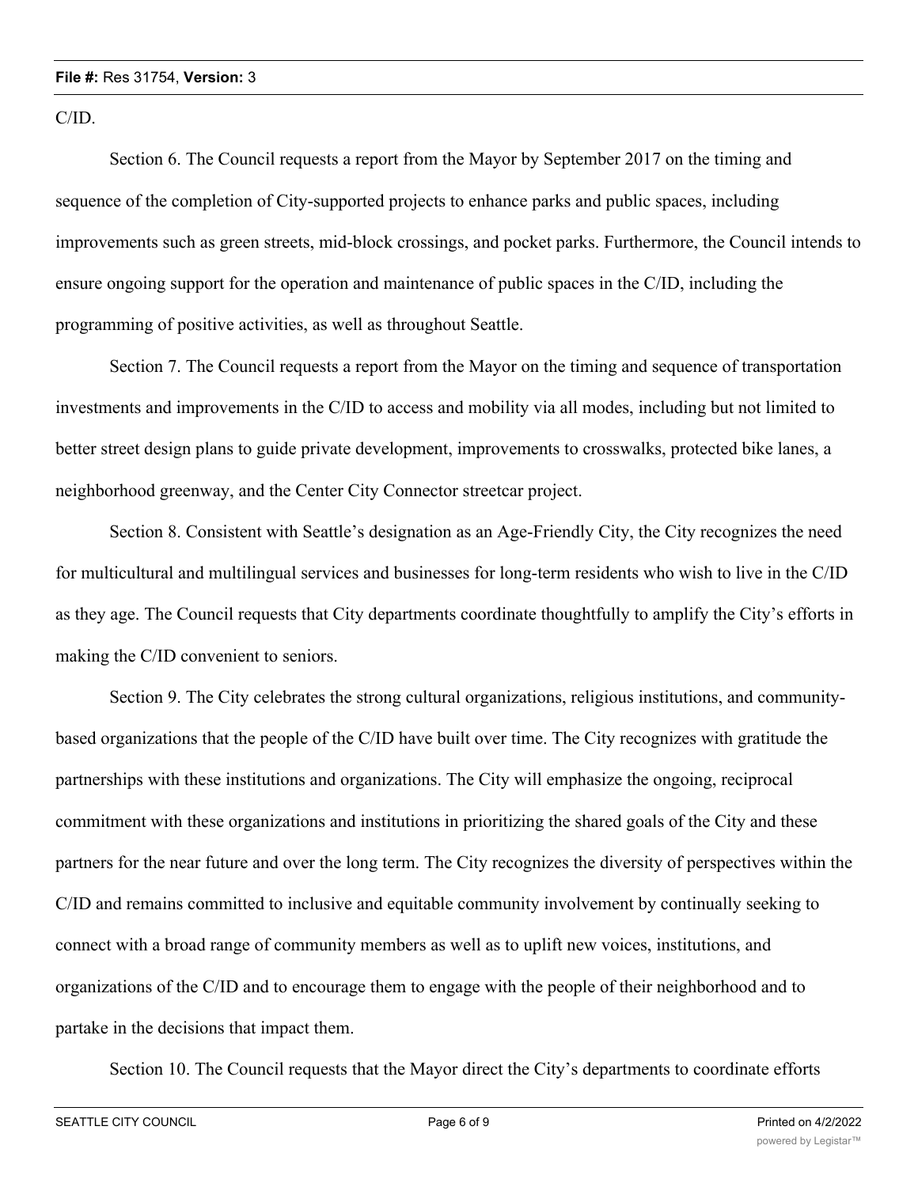C/ID.

Section 6. The Council requests a report from the Mayor by September 2017 on the timing and sequence of the completion of City-supported projects to enhance parks and public spaces, including improvements such as green streets, mid-block crossings, and pocket parks. Furthermore, the Council intends to ensure ongoing support for the operation and maintenance of public spaces in the C/ID, including the programming of positive activities, as well as throughout Seattle.

Section 7. The Council requests a report from the Mayor on the timing and sequence of transportation investments and improvements in the C/ID to access and mobility via all modes, including but not limited to better street design plans to guide private development, improvements to crosswalks, protected bike lanes, a neighborhood greenway, and the Center City Connector streetcar project.

Section 8. Consistent with Seattle's designation as an Age-Friendly City, the City recognizes the need for multicultural and multilingual services and businesses for long-term residents who wish to live in the C/ID as they age. The Council requests that City departments coordinate thoughtfully to amplify the City's efforts in making the C/ID convenient to seniors.

Section 9. The City celebrates the strong cultural organizations, religious institutions, and community-based organizations that the people of the C/ID have built over time. The City recognizes with gratitude the partnerships with these institutions and organizations. The City will emphasize the ongoing, reciprocal commitment with these organizations and institutions in prioritizing the shared goals of the City and these partners for the near future and over the long term. The City recognizes the diversity of perspectives within the C/ID and remains committed to inclusive and equitable community involvement by continually seeking to connect with a broad range of community members as well as to uplift new voices, institutions, and organizations of the C/ID and to encourage them to engage with the people of their neighborhood and to partake in the decisions that impact them.

Section 10. The Council requests that the Mayor direct the City's departments to coordinate efforts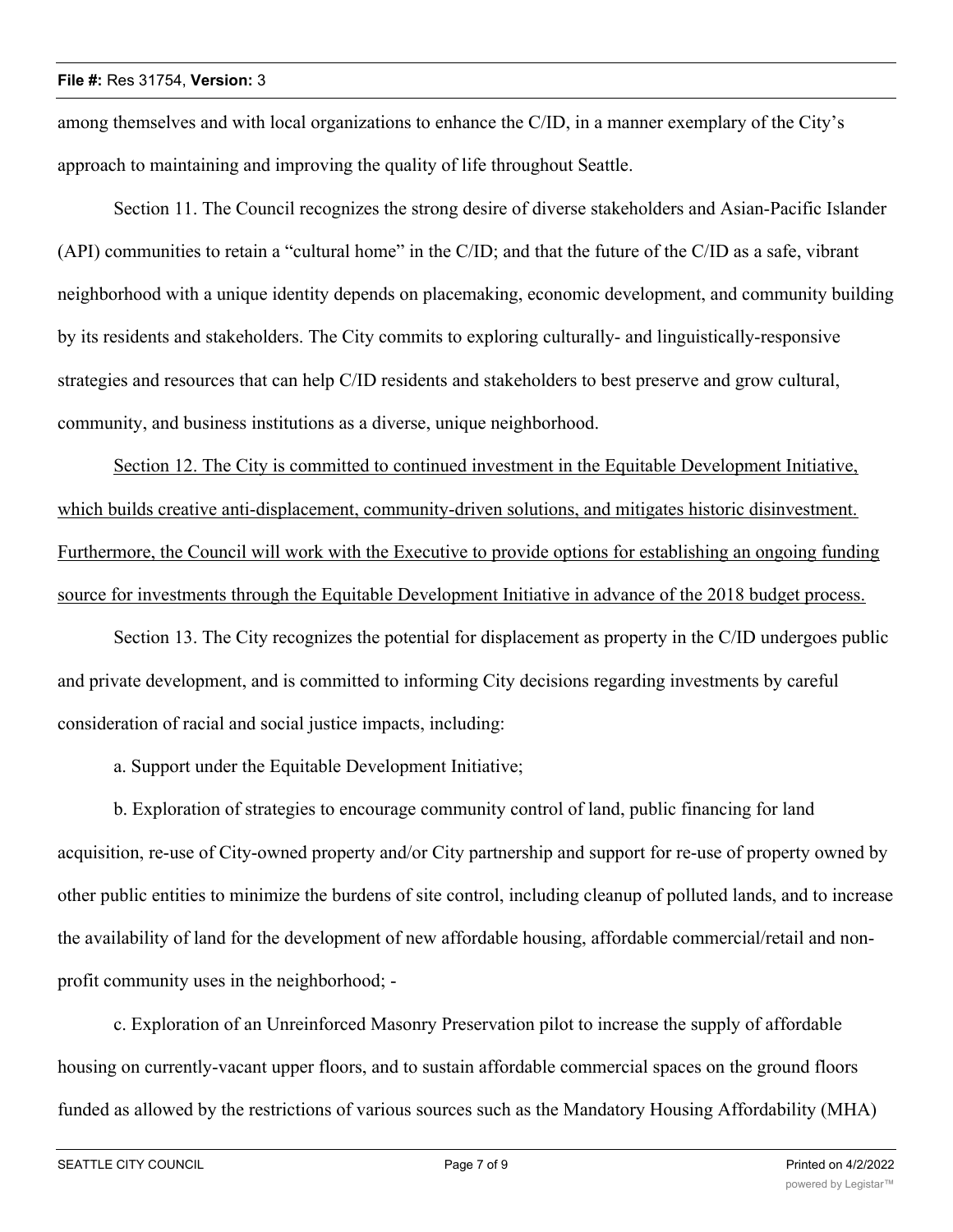among themselves and with local organizations to enhance the C/ID, in a manner exemplary of the City's approach to maintaining and improving the quality of life throughout Seattle.

Section 11. The Council recognizes the strong desire of diverse stakeholders and Asian-Pacific Islander (API) communities to retain a "cultural home" in the C/ID; and that the future of the C/ID as a safe, vibrant neighborhood with a unique identity depends on placemaking, economic development, and community building by its residents and stakeholders. The City commits to exploring culturally- and linguistically-responsive strategies and resources that can help C/ID residents and stakeholders to best preserve and grow cultural, community, and business institutions as a diverse, unique neighborhood.

<u>Section 12. The City is committed to continued investment in the Equitable Development Initiative, which builds creative anti-displacement, community-driven solutions, and mitigates historic disinvestment. Furthermore, the Council will work with the Executive to provide options for establishing an ongoing funding source for investments through the Equitable Development Initiative in advance of the 2018 budget process.</u>

Section 13. The City recognizes the potential for displacement as property in the C/ID undergoes public and private development, and is committed to informing City decisions regarding investments by careful consideration of racial and social justice impacts, including:

a. Support under the Equitable Development Initiative;

b. Exploration of strategies to encourage community control of land, public financing for land acquisition, re-use of City-owned property and/or City partnership and support for re-use of property owned by other public entities to minimize the burdens of site control, including cleanup of polluted lands, and to increase the availability of land for the development of new affordable housing, affordable commercial/retail and non-profit community uses in the neighborhood; -

c. Exploration of an Unreinforced Masonry Preservation pilot to increase the supply of affordable housing on currently-vacant upper floors, and to sustain affordable commercial spaces on the ground floors funded as allowed by the restrictions of various sources such as the Mandatory Housing Affordability (MHA)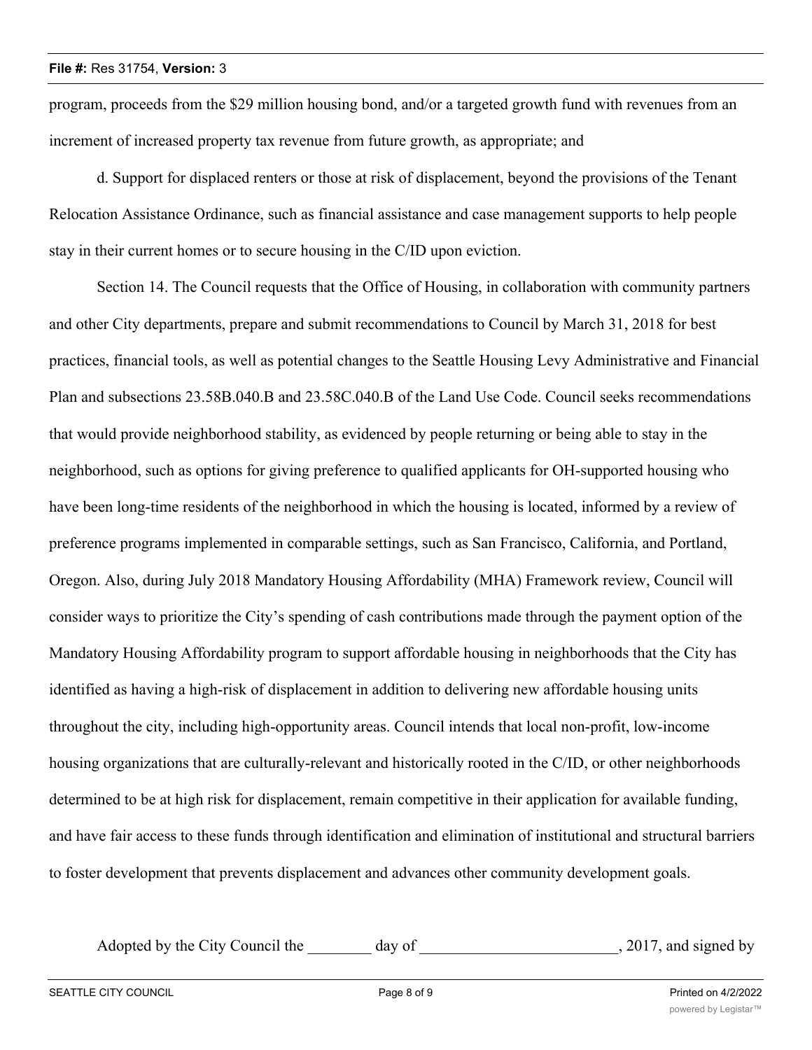program, proceeds from the $29 million housing bond, and/or a targeted growth fund with revenues from an increment of increased property tax revenue from future growth, as appropriate; and

d. Support for displaced renters or those at risk of displacement, beyond the provisions of the Tenant Relocation Assistance Ordinance, such as financial assistance and case management supports to help people stay in their current homes or to secure housing in the C/ID upon eviction.

Section 14. The Council requests that the Office of Housing, in collaboration with community partners and other City departments, prepare and submit recommendations to Council by March 31, 2018 for best practices, financial tools, as well as potential changes to the Seattle Housing Levy Administrative and Financial Plan and subsections 23.58B.040.B and 23.58C.040.B of the Land Use Code. Council seeks recommendations that would provide neighborhood stability, as evidenced by people returning or being able to stay in the neighborhood, such as options for giving preference to qualified applicants for OH-supported housing who have been long-time residents of the neighborhood in which the housing is located, informed by a review of preference programs implemented in comparable settings, such as San Francisco, California, and Portland, Oregon. Also, during July 2018 Mandatory Housing Affordability (MHA) Framework review, Council will consider ways to prioritize the City's spending of cash contributions made through the payment option of the Mandatory Housing Affordability program to support affordable housing in neighborhoods that the City has identified as having a high-risk of displacement in addition to delivering new affordable housing units throughout the city, including high-opportunity areas. Council intends that local non-profit, low-income housing organizations that are culturally-relevant and historically rooted in the C/ID, or other neighborhoods determined to be at high risk for displacement, remain competitive in their application for available funding, and have fair access to these funds through identification and elimination of institutional and structural barriers to foster development that prevents displacement and advances other community development goals.

Adopted by the City Council the ________ day of _________________________, 2017, and signed by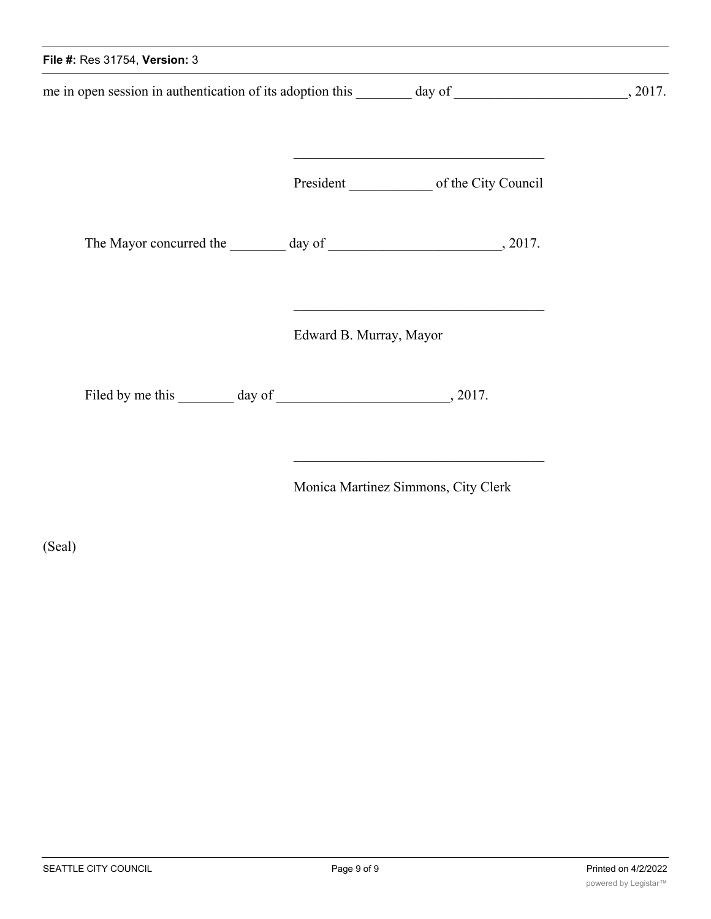me in open session in authentication of its adoption this ________ day of _________________________, 2017.

____________________________________

President ____________ of the City Council

The Mayor concurred the ________ day of _________________________, 2017.

____________________________________

Edward B. Murray, Mayor

Filed by me this ________ day of _________________________, 2017.

____________________________________

Monica Martinez Simmons, City Clerk

(Seal)